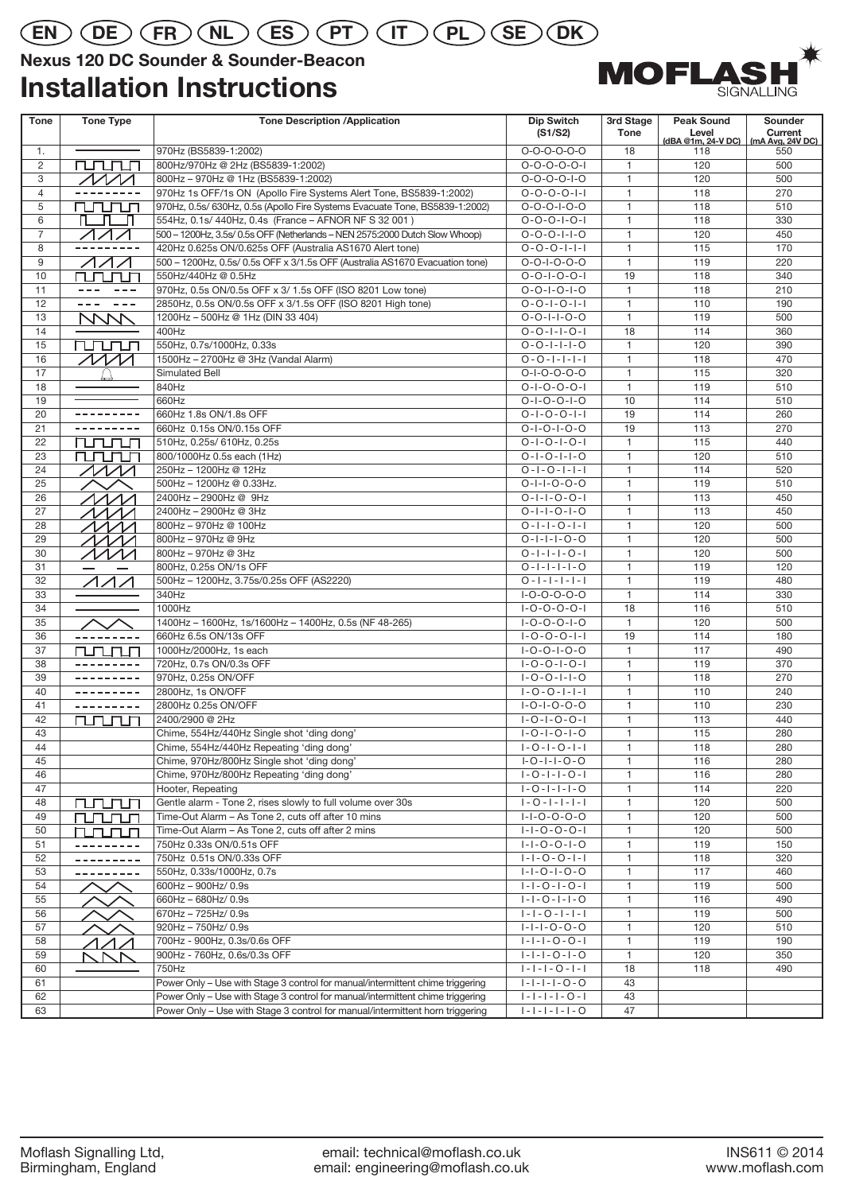EN DE FR NL ES PT IT PL SE DK

**Nexus 120 DC Sounder & Sounder-Beacon**

# Installation Instructions

MOFLASH SIGNALLING

| Tone | Tone Type | Tone Description /Application | Dip Switch (S1/S2) | 3rd Stage Tone | Peak Sound Level (dBA @1m, 24-V DC) | Sounder Current (mA Avg, 24V DC) |
|---|---|---|---|---|---|---|
| 1. | | 970Hz (BS5839-1:2002) | O-O-O-O-O-O | 18 | 118 | 550 |
| 2 | | 800Hz/970Hz @ 2Hz (BS5839-1:2002) | O-O-O-O-O-I | 1 | 120 | 500 |
| 3 | | 800Hz – 970Hz @ 1Hz (BS5839-1:2002) | O-O-O-O-I-O | 1 | 120 | 500 |
| 4 | | 970Hz 1s OFF/1s ON (Apollo Fire Systems Alert Tone, BS5839-1:2002) | O-O-O-O-I-I | 1 | 118 | 270 |
| 5 | | 970Hz, 0.5s/ 630Hz, 0.5s (Apollo Fire Systems Evacuate Tone, BS5839-1:2002) | O-O-O-I-O-O | 1 | 118 | 510 |
| 6 | | 554Hz, 0.1s/ 440Hz, 0.4s (France – AFNOR NF S 32 001 ) | O-O-O-I-O-I | 1 | 118 | 330 |
| 7 | | 500 – 1200Hz, 3.5s/ 0.5s OFF (Netherlands – NEN 2575:2000 Dutch Slow Whoop) | O-O-O-I-I-O | 1 | 120 | 450 |
| 8 | | 420Hz 0.625s ON/0.625s OFF (Australia AS1670 Alert tone) | O-O-O-I-I-I | 1 | 115 | 170 |
| 9 | | 500 – 1200Hz, 0.5s/ 0.5s OFF x 3/1.5s OFF (Australia AS1670 Evacuation tone) | O-O-I-O-O-O | 1 | 119 | 220 |
| 10 | | 550Hz/440Hz @ 0.5Hz | O-O-I-O-O-I | 19 | 118 | 340 |
| 11 | | 970Hz, 0.5s ON/0.5s OFF x 3/ 1.5s OFF (ISO 8201 Low tone) | O-O-I-O-I-O | 1 | 118 | 210 |
| 12 | | 2850Hz, 0.5s ON/0.5s OFF x 3/1.5s OFF (ISO 8201 High tone) | O-O-I-O-I-I | 1 | 110 | 190 |
| 13 | | 1200Hz – 500Hz @ 1Hz (DIN 33 404) | O-O-I-I-O-O | 1 | 119 | 500 |
| 14 | | 400Hz | O-O-I-I-O-I | 18 | 114 | 360 |
| 15 | | 550Hz, 0.7s/1000Hz, 0.33s | O-O-I-I-I-O | 1 | 120 | 390 |
| 16 | | 1500Hz – 2700Hz @ 3Hz (Vandal Alarm) | O-O-I-I-I-I | 1 | 118 | 470 |
| 17 | | Simulated Bell | O-I-O-O-O-O | 1 | 115 | 320 |
| 18 | | 840Hz | O-I-O-O-O-I | 1 | 119 | 510 |
| 19 | | 660Hz | O-I-O-O-I-O | 10 | 114 | 510 |
| 20 | | 660Hz 1.8s ON/1.8s OFF | O-I-O-O-I-I | 19 | 114 | 260 |
| 21 | | 660Hz 0.15s ON/0.15s OFF | O-I-O-I-O-O | 19 | 113 | 270 |
| 22 | | 510Hz, 0.25s/ 610Hz, 0.25s | O-I-O-I-O-I | 1 | 115 | 440 |
| 23 | | 800/1000Hz 0.5s each (1Hz) | O-I-O-I-I-O | 1 | 120 | 510 |
| 24 | | 250Hz – 1200Hz @ 12Hz | O-I-O-I-I-I | 1 | 114 | 520 |
| 25 | | 500Hz – 1200Hz @ 0.33Hz. | O-I-I-O-O-O | 1 | 119 | 510 |
| 26 | | 2400Hz – 2900Hz @ 9Hz | O-I-I-O-O-I | 1 | 113 | 450 |
| 27 | | 2400Hz – 2900Hz @ 3Hz | O-I-I-O-I-O | 1 | 113 | 450 |
| 28 | | 800Hz – 970Hz @ 100Hz | O-I-I-O-I-I | 1 | 120 | 500 |
| 29 | | 800Hz – 970Hz @ 9Hz | O-I-I-I-O-O | 1 | 120 | 500 |
| 30 | | 800Hz – 970Hz @ 3Hz | O-I-I-I-O-I | 1 | 120 | 500 |
| 31 | | 800Hz, 0.25s ON/1s OFF | O-I-I-I-I-O | 1 | 119 | 120 |
| 32 | | 500Hz – 1200Hz, 3.75s/0.25s OFF (AS2220) | O-I-I-I-I-I | 1 | 119 | 480 |
| 33 | | 340Hz | I-O-O-O-O-O | 1 | 114 | 330 |
| 34 | | 1000Hz | I-O-O-O-O-I | 18 | 116 | 510 |
| 35 | | 1400Hz – 1600Hz, 1s/1600Hz – 1400Hz, 0.5s (NF 48-265) | I-O-O-O-I-O | 1 | 120 | 500 |
| 36 | | 660Hz 6.5s ON/13s OFF | I-O-O-O-I-I | 19 | 114 | 180 |
| 37 | | 1000Hz/2000Hz, 1s each | I-O-O-I-O-O | 1 | 117 | 490 |
| 38 | | 720Hz, 0.7s ON/0.3s OFF | I-O-O-I-O-I | 1 | 119 | 370 |
| 39 | | 970Hz, 0.25s ON/OFF | I-O-O-I-I-O | 1 | 118 | 270 |
| 40 | | 2800Hz, 1s ON/OFF | I-O-O-I-I-I | 1 | 110 | 240 |
| 41 | | 2800Hz 0.25s ON/OFF | I-O-I-O-O-O | 1 | 110 | 230 |
| 42 | | 2400/2900 @ 2Hz | I-O-I-O-O-I | 1 | 113 | 440 |
| 43 | | Chime, 554Hz/440Hz Single shot 'ding dong' | I-O-I-O-I-O | 1 | 115 | 280 |
| 44 | | Chime, 554Hz/440Hz Repeating 'ding dong' | I-O-I-O-I-I | 1 | 118 | 280 |
| 45 | | Chime, 970Hz/800Hz Single shot 'ding dong' | I-O-I-I-O-O | 1 | 116 | 280 |
| 46 | | Chime, 970Hz/800Hz Repeating 'ding dong' | I-O-I-I-O-I | 1 | 116 | 280 |
| 47 | | Hooter, Repeating | I-O-I-I-I-O | 1 | 114 | 220 |
| 48 | | Gentle alarm - Tone 2, rises slowly to full volume over 30s | I-O-I-I-I-I | 1 | 120 | 500 |
| 49 | | Time-Out Alarm – As Tone 2, cuts off after 10 mins | I-I-O-O-O-O | 1 | 120 | 500 |
| 50 | | Time-Out Alarm – As Tone 2, cuts off after 2 mins | I-I-O-O-O-I | 1 | 120 | 500 |
| 51 | | 750Hz 0.33s ON/0.51s OFF | I-I-O-O-I-O | 1 | 119 | 150 |
| 52 | | 750Hz 0.51s ON/0.33s OFF | I-I-O-O-I-I | 1 | 118 | 320 |
| 53 | | 550Hz, 0.33s/1000Hz, 0.7s | I-I-O-I-O-O | 1 | 117 | 460 |
| 54 | | 600Hz – 900Hz/ 0.9s | I-I-O-I-O-I | 1 | 119 | 500 |
| 55 | | 660Hz – 680Hz/ 0.9s | I-I-O-I-I-O | 1 | 116 | 490 |
| 56 | | 670Hz – 725Hz/ 0.9s | I-I-O-I-I-I | 1 | 119 | 500 |
| 57 | | 920Hz – 750Hz/ 0.9s | I-I-I-O-O-O | 1 | 120 | 510 |
| 58 | | 700Hz - 900Hz, 0.3s/0.6s OFF | I-I-I-O-O-I | 1 | 119 | 190 |
| 59 | | 900Hz - 760Hz, 0.6s/0.3s OFF | I-I-I-O-I-O | 1 | 120 | 350 |
| 60 | | 750Hz | I-I-I-O-I-I | 18 | 118 | 490 |
| 61 | | Power Only – Use with Stage 3 control for manual/intermittent chime triggering | I-I-I-I-O-O | 43 | | |
| 62 | | Power Only – Use with Stage 3 control for manual/intermittent chime triggering | I-I-I-I-O-I | 43 | | |
| 63 | | Power Only – Use with Stage 3 control for manual/intermittent horn triggering | I-I-I-I-I-O | 47 | | |

Moflash Signalling Ltd,
Birmingham, England

email: technical@moflash.co.uk
email: engineering@moflash.co.uk

INS611 © 2014
www.moflash.com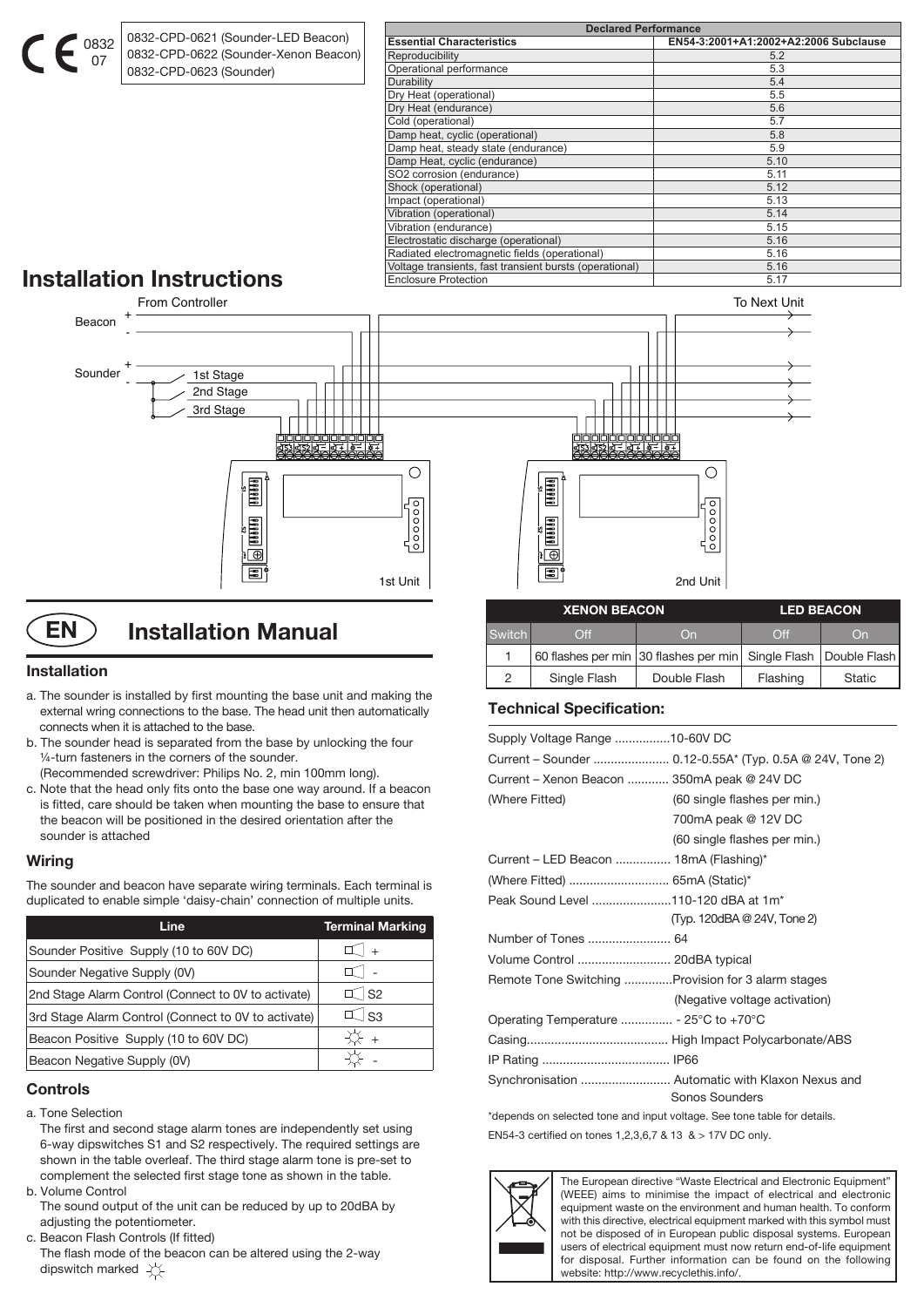0832
07

0832-CPD-0621 (Sounder-LED Beacon)
0832-CPD-0622 (Sounder-Xenon Beacon)
0832-CPD-0623 (Sounder)

| Declared Performance | |
|---|---|
| **Essential Characteristics** | **EN54-3:2001+A1:2002+A2:2006 Subclause** |
| Reproducibility | 5.2 |
| Operational performance | 5.3 |
| Durability | 5.4 |
| Dry Heat (operational) | 5.5 |
| Dry Heat (endurance) | 5.6 |
| Cold (operational) | 5.7 |
| Damp heat, cyclic (operational) | 5.8 |
| Damp heat, steady state (endurance) | 5.9 |
| Damp Heat, cyclic (endurance) | 5.10 |
| SO2 corrosion (endurance) | 5.11 |
| Shock (operational) | 5.12 |
| Impact (operational) | 5.13 |
| Vibration (operational) | 5.14 |
| Vibration (endurance) | 5.15 |
| Electrostatic discharge (operational) | 5.16 |
| Radiated electromagnetic fields (operational) | 5.16 |
| Voltage transients, fast transient bursts (operational) | 5.16 |
| Enclosure Protection | 5.17 |

# Installation Instructions

From Controller — To Next Unit

Beacon + -
Sounder + -
1st Stage
2nd Stage
3rd Stage

1st Unit — 2nd Unit

# EN Installation Manual

## Installation

a. The sounder is installed by first mounting the base unit and making the external wring connections to the base. The head unit then automatically connects when it is attached to the base.
b. The sounder head is separated from the base by unlocking the four ¼-turn fasteners in the corners of the sounder.
(Recommended screwdriver: Philips No. 2, min 100mm long).
c. Note that the head only fits onto the base one way around. If a beacon is fitted, care should be taken when mounting the base to ensure that the beacon will be positioned in the desired orientation after the sounder is attached

## Wiring

The sounder and beacon have separate wiring terminals. Each terminal is duplicated to enable simple 'daisy-chain' connection of multiple units.

| Line | Terminal Marking |
|---|---|
| Sounder Positive Supply (10 to 60V DC) | + |
| Sounder Negative Supply (0V) | - |
| 2nd Stage Alarm Control (Connect to 0V to activate) | S2 |
| 3rd Stage Alarm Control (Connect to 0V to activate) | S3 |
| Beacon Positive Supply (10 to 60V DC) | + |
| Beacon Negative Supply (0V) | - |

## Controls

a. Tone Selection
The first and second stage alarm tones are independently set using 6-way dipswitches S1 and S2 respectively. The required settings are shown in the table overleaf. The third stage alarm tone is pre-set to complement the selected first stage tone as shown in the table.
b. Volume Control
The sound output of the unit can be reduced by up to 20dBA by adjusting the potentiometer.
c. Beacon Flash Controls (If fitted)
The flash mode of the beacon can be altered using the 2-way dipswitch marked

| | XENON BEACON | | LED BEACON | |
|---|---|---|---|---|
| Switch | Off | On | Off | On |
| 1 | 60 flashes per min | 30 flashes per min | Single Flash | Double Flash |
| 2 | Single Flash | Double Flash | Flashing | Static |

## Technical Specification:

Supply Voltage Range ................10-60V DC
Current – Sounder ...................... 0.12-0.55A* (Typ. 0.5A @ 24V, Tone 2)
Current – Xenon Beacon ............ 350mA peak @ 24V DC
(Where Fitted) (60 single flashes per min.)
700mA peak @ 12V DC
(60 single flashes per min.)
Current – LED Beacon ................ 18mA (Flashing)*
(Where Fitted) ............................. 65mA (Static)*
Peak Sound Level .......................110-120 dBA at 1m*
(Typ. 120dBA @ 24V, Tone 2)
Number of Tones ........................ 64
Volume Control ........................... 20dBA typical
Remote Tone Switching ..............Provision for 3 alarm stages
(Negative voltage activation)
Operating Temperature ............... - 25°C to +70°C
Casing......................................... High Impact Polycarbonate/ABS
IP Rating ..................................... IP66
Synchronisation .......................... Automatic with Klaxon Nexus and Sonos Sounders

*depends on selected tone and input voltage. See tone table for details.

EN54-3 certified on tones 1,2,3,6,7 & 13 & > 17V DC only.

The European directive "Waste Electrical and Electronic Equipment" (WEEE) aims to minimise the impact of electrical and electronic equipment waste on the environment and human health. To conform with this directive, electrical equipment marked with this symbol must not be disposed of in European public disposal systems. European users of electrical equipment must now return end-of-life equipment for disposal. Further information can be found on the following website: http://www.recyclethis.info/.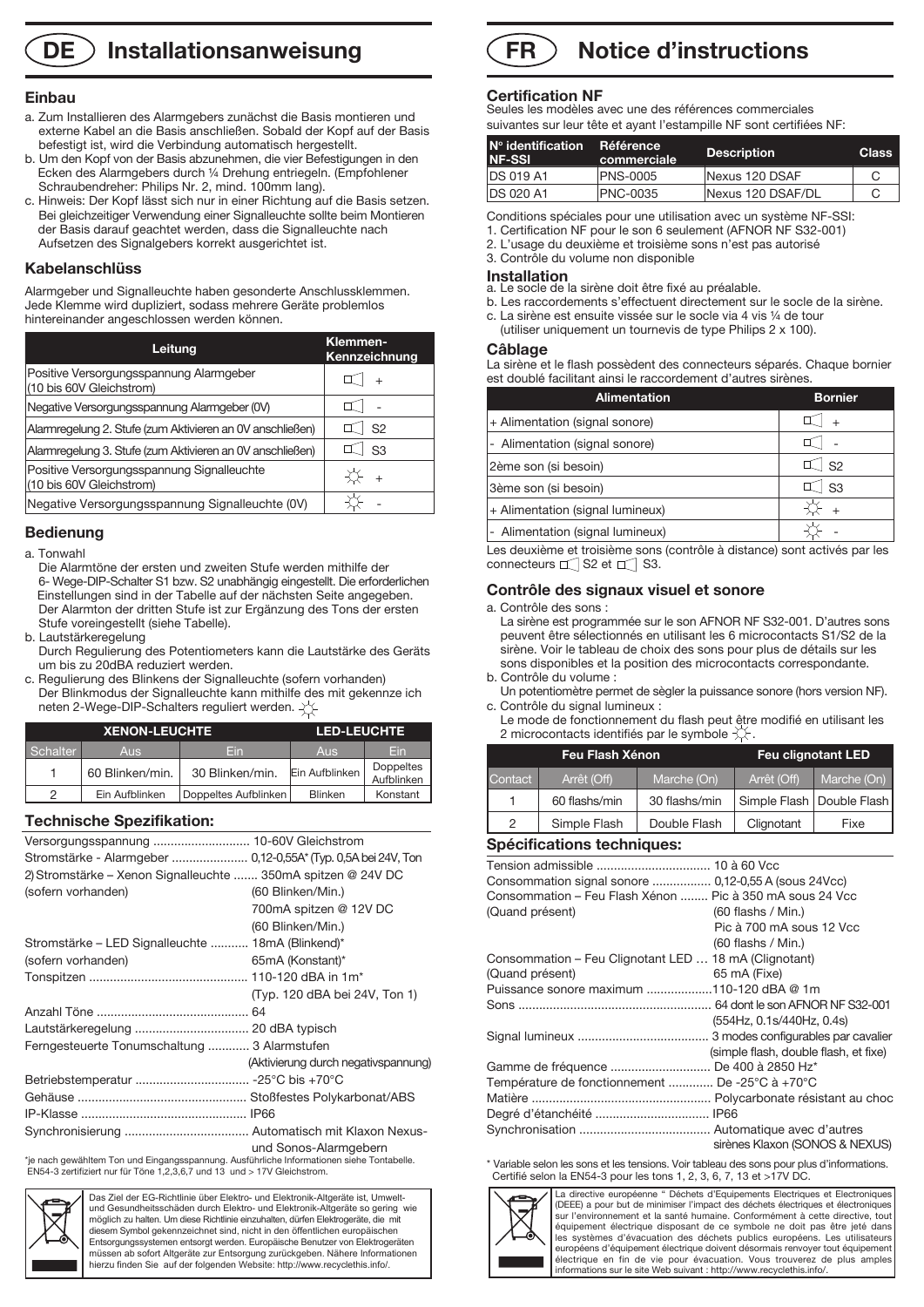# DE Installationsanweisung

## Einbau

a. Zum Installieren des Alarmgebers zunächst die Basis montieren und externe Kabel an die Basis anschließen. Sobald der Kopf auf der Basis befestigt ist, wird die Verbindung automatisch hergestellt.

b. Um den Kopf von der Basis abzunehmen, die vier Befestigungen in den Ecken des Alarmgebers durch ¼ Drehung entriegeln. (Empfohlener Schraubendreher: Philips Nr. 2, mind. 100mm lang).

c. Hinweis: Der Kopf lässt sich nur in einer Richtung auf die Basis setzen. Bei gleichzeitiger Verwendung einer Signalleuchte sollte beim Montieren der Basis darauf geachtet werden, dass die Signalleuchte nach Aufsetzen des Signalgebers korrekt ausgerichtet ist.

## Kabelanschlüss

Alarmgeber und Signalleuchte haben gesonderte Anschlussklemmen. Jede Klemme wird dupliziert, sodass mehrere Geräte problemlos hintereinander angeschlossen werden können.

| Leitung | Klemmen-Kennzeichnung |
|---|---|
| Positive Versorgungsspannung Alarmgeber (10 bis 60V Gleichstrom) | 🔈 + |
| Negative Versorgungsspannung Alarmgeber (0V) | 🔈 - |
| Alarmregelung 2. Stufe (zum Aktivieren an 0V anschließen) | 🔈 S2 |
| Alarmregelung 3. Stufe (zum Aktivieren an 0V anschließen) | 🔈 S3 |
| Positive Versorgungsspannung Signalleuchte (10 bis 60V Gleichstrom) | ☼ + |
| Negative Versorgungsspannung Signalleuchte (0V) | ☼ - |

## Bedienung

a. Tonwahl
Die Alarmtöne der ersten und zweiten Stufe werden mithilfe der 6- Wege-DIP-Schalter S1 bzw. S2 unabhängig eingestellt. Die erforderlichen Einstellungen sind in der Tabelle auf der nächsten Seite angegeben. Der Alarmton der dritten Stufe ist zur Ergänzung des Tons der ersten Stufe voreingestellt (siehe Tabelle).

b. Lautstärkeregelung
Durch Regulierung des Potentiometers kann die Lautstärke des Geräts um bis zu 20dBA reduziert werden.

c. Regulierung des Blinkens der Signalleuchte (sofern vorhanden)
Der Blinkmodus der Signalleuchte kann mithilfe des mit gekennze ich neten 2-Wege-DIP-Schalters reguliert werden. ☼

| | XENON-LEUCHTE | | LED-LEUCHTE | |
|---|---|---|---|---|
| Schalter | Aus | Ein | Aus | Ein |
| 1 | 60 Blinken/min. | 30 Blinken/min. | Ein Aufblinken | Doppeltes Aufblinken |
| 2 | Ein Aufblinken | Doppeltes Aufblinken | Blinken | Konstant |

## Technische Spezifikation:

| | |
|---|---|
| Versorgungsspannung | 10-60V Gleichstrom |
| Stromstärke - Alarmgeber | 0,12-0,55A* (Typ. 0,5A bei 24V, Ton 2) |
| Stromstärke – Xenon Signalleuchte (sofern vorhanden) | 350mA spitzen @ 24V DC (60 Blinken/Min.) 700mA spitzen @ 12V DC (60 Blinken/Min.) |
| Stromstärke – LED Signalleuchte (sofern vorhanden) | 18mA (Blinkend)* 65mA (Konstant)* |
| Tonspitzen | 110-120 dBA in 1m* (Typ. 120 dBA bei 24V, Ton 1) |
| Anzahl Töne | 64 |
| Lautstärkeregelung | 20 dBA typisch |
| Ferngesteuerte Tonumschaltung | 3 Alarmstufen (Aktivierung durch negativspannung) |
| Betriebstemperatur | -25°C bis +70°C |
| Gehäuse | Stoßfestes Polykarbonat/ABS |
| IP-Klasse | IP66 |
| Synchronisierung | Automatisch mit Klaxon Nexus- und Sonos-Alarmgebern |

*je nach gewähltem Ton und Eingangsspannung. Ausführliche Informationen siehe Tontabelle. EN54-3 zertifiziert nur für Töne 1,2,3,6,7 und 13 und > 17V Gleichstrom.

Das Ziel der EG-Richtlinie über Elektro- und Elektronik-Altgeräte ist, Umwelt- und Gesundheitsschäden durch Elektro- und Elektronik-Altgeräte so gering wie möglich zu halten. Um diese Richtlinie einzuhalten, dürfen Elektrogeräte, die mit diesem Symbol gekennzeichnet sind, nicht in den öffentlichen europäischen Entsorgungssystemen entsorgt werden. Europäische Benutzer von Elektrogeräten müssen ab sofort Altgeräte zur Entsorgung zurückgeben. Nähere Informationen hierzu finden Sie auf der folgenden Website: http://www.recyclethis.info/.

# FR Notice d'instructions

## Certification NF

Seules les modèles avec une des références commerciales suivantes sur leur tête et ayant l'estampille NF sont certifiées NF:

| N° identification NF-SSI | Référence commerciale | Description | Class |
|---|---|---|---|
| DS 019 A1 | PNS-0005 | Nexus 120 DSAF | C |
| DS 020 A1 | PNC-0035 | Nexus 120 DSAF/DL | C |

Conditions spéciales pour une utilisation avec un système NF-SSI:
1. Certification NF pour le son 6 seulement (AFNOR NF S32-001)
2. L'usage du deuxième et troisième sons n'est pas autorisé
3. Contrôle du volume non disponible

## Installation

a. Le socle de la sirène doit être fixé au préalable.
b. Les raccordements s'effectuent directement sur le socle de la sirène.
c. La sirène est ensuite vissée sur le socle via 4 vis ¼ de tour (utiliser uniquement un tournevis de type Philips 2 x 100).

## Câblage

La sirène et le flash possèdent des connecteurs séparés. Chaque bornier est doublé facilitant ainsi le raccordement d'autres sirènes.

| Alimentation | Bornier |
|---|---|
| + Alimentation (signal sonore) | 🔈 + |
| - Alimentation (signal sonore) | 🔈 - |
| 2ème son (si besoin) | 🔈 S2 |
| 3ème son (si besoin) | 🔈 S3 |
| + Alimentation (signal lumineux) | ☼ + |
| - Alimentation (signal lumineux) | ☼ - |

Les deuxième et troisième sons (contrôle à distance) sont activés par les connecteurs 🔈 S2 et 🔈 S3.

## Contrôle des signaux visuel et sonore

a. Contrôle des sons :
La sirène est programmée sur le son AFNOR NF S32-001. D'autres sons peuvent être sélectionnés en utilisant les 6 microcontacts S1/S2 de la sirène. Voir le tableau de choix des sons pour plus de détails sur les sons disponibles et la position des microcontacts correspondante.

b. Contrôle du volume :
Un potentiomètre permet de sègler la puissance sonore (hors version NF).

c. Contrôle du signal lumineux :
Le mode de fonctionnement du flash peut être modifié en utilisant les 2 microcontacts identifiés par le symbole ☼.

| | Feu Flash Xénon | | Feu clignotant LED | |
|---|---|---|---|---|
| Contact | Arrêt (Off) | Marche (On) | Arrêt (Off) | Marche (On) |
| 1 | 60 flashs/min | 30 flashs/min | Simple Flash | Double Flash |
| 2 | Simple Flash | Double Flash | Clignotant | Fixe |

## Spécifications techniques:

| | |
|---|---|
| Tension admissible | 10 à 60 Vcc |
| Consommation signal sonore | 0,12-0,55 A (sous 24Vcc) |
| Consommation – Feu Flash Xénon (Quand présent) | Pic à 350 mA sous 24 Vcc (60 flashs / Min.) Pic à 700 mA sous 12 Vcc (60 flashs / Min.) |
| Consommation – Feu Clignotant LED (Quand présent) | 18 mA (Clignotant) 65 mA (Fixe) |
| Puissance sonore maximum | 110-120 dBA @ 1m |
| Sons | 64 dont le son AFNOR NF S32-001 (554Hz, 0.1s/440Hz, 0.4s) |
| Signal lumineux | 3 modes configurables par cavalier (simple flash, double flash, et fixe) |
| Gamme de fréquence | De 400 à 2850 Hz* |
| Température de fonctionnement | De -25°C à +70°C |
| Matière | Polycarbonate résistant au choc |
| Degré d'étanchéité | IP66 |
| Synchronisation | Automatique avec d'autres sirènes Klaxon (SONOS & NEXUS) |

\* Variable selon les sons et les tensions. Voir tableau des sons pour plus d'informations. Certifié selon la EN54-3 pour les tons 1, 2, 3, 6, 7, 13 et >17V DC.

La directive européenne " Déchets d'Equipements Electriques et Electroniques (DEEE) a pour but de minimiser l'impact des déchets électriques et électroniques sur l'environnement et la santé humaine. Conformément à cette directive, tout équipement électrique disposant de ce symbole ne doit pas être jeté dans les systèmes d'évacuation des déchets publics européens. Les utilisateurs européens d'équipement électrique doivent désormais renvoyer tout équipement électrique en fin de vie pour évacuation. Vous trouverez de plus amples informations sur le site Web suivant : http://www.recyclethis.info/.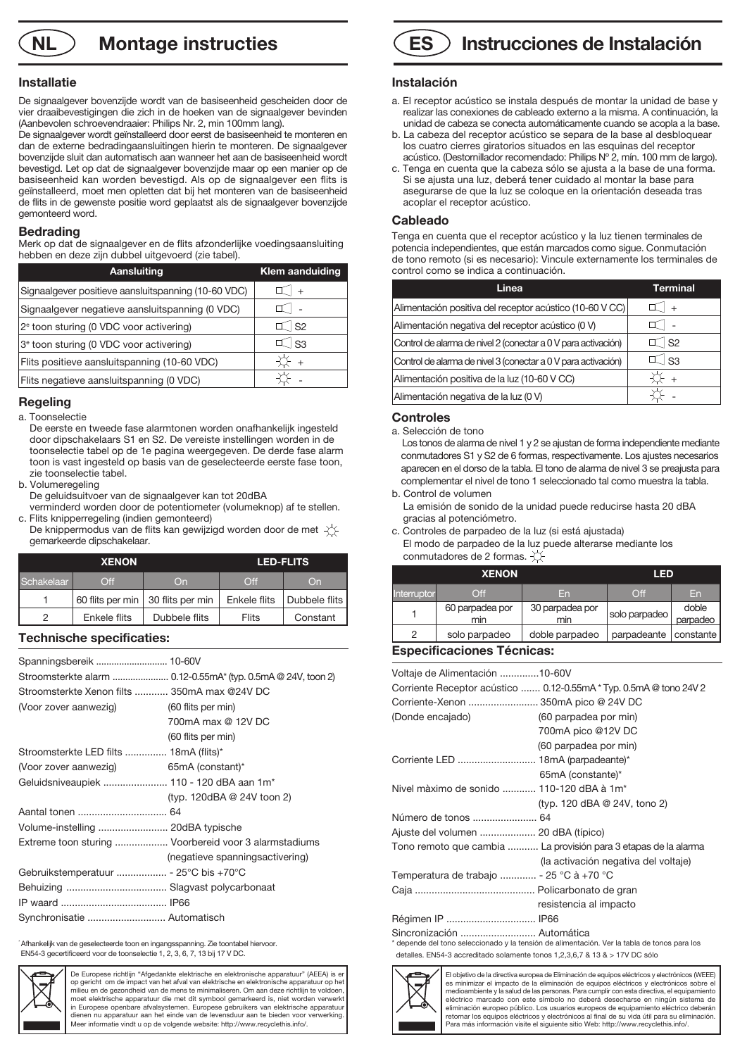# NL Montage instructies

## Installatie

De signaalgever bovenzijde wordt van de basiseenheid gescheiden door de vier draaibevestigingen die zich in de hoeken van de signaalgever bevinden (Aanbevolen schroevendraaier: Philips Nr. 2, min 100mm lang).
De signaalgever wordt geïnstalleerd door eerst de basiseenheid te monteren en dan de externe bedradingaansluitingen hierin te monteren. De signaalgever bovenzijde sluit dan automatisch aan wanneer het aan de basiseenheid wordt bevestigd. Let op dat de signaalgever bovenzijde maar op een manier op de basiseenheid kan worden bevestigd. Als op de signaalgever een flits is geïnstalleerd, moet men opletten dat bij het monteren van de basiseenheid de flits in de gewenste positie word geplaatst als de signaalgever bovenzijde gemonteerd word.

## Bedrading

Merk op dat de signaalgever en de flits afzonderlijke voedingsaansluiting hebben en deze zijn dubbel uitgevoerd (zie tabel).

| Aansluiting | Klem aanduiding |
|---|---|
| Signaalgever positieve aansluitspanning (10-60 VDC) | 🔈 + |
| Signaalgever negatieve aansluitspanning (0 VDC) | 🔈 - |
| 2e toon sturing (0 VDC voor activering) | 🔈 S2 |
| 3e toon sturing (0 VDC voor activering) | 🔈 S3 |
| Flits positieve aansluitspanning (10-60 VDC) | ☼ + |
| Flits negatieve aansluitspanning (0 VDC) | ☼ - |

## Regeling

a. Toonselectie
De eerste en tweede fase alarmtonen worden onafhankelijk ingesteld door dipschakelaars S1 en S2. De vereiste instellingen worden in de toonselectie tabel op de 1e pagina weergegeven. De derde fase alarm toon is vast ingesteld op basis van de geselecteerde eerste fase toon, zie toonselectie tabel.

b. Volumeregeling
De geluidsuitvoer van de signaalgever kan tot 20dBA verminderd worden door de potentiometer (volumeknop) af te stellen.

c. Flits knipperregeling (indien gemonteerd)
De knippermodus van de flits kan gewijzigd worden door de met ☼ gemarkeerde dipschakelaar.

| | XENON | | LED-FLITS | |
|---|---|---|---|---|
| Schakelaar | Off | On | Off | On |
| 1 | 60 flits per min | 30 flits per min | Enkele flits | Dubbele flits |
| 2 | Enkele flits | Dubbele flits | Flits | Constant |

## Technische specificaties:

| | |
|---|---|
| Spanningsbereik | 10-60V |
| Stroomsterkte alarm | 0.12-0.55mA* (typ. 0.5mA @ 24V, toon 2) |
| Stroomsterkte Xenon filts | 350mA max @24V DC |
| (Voor zover aanwezig) | (60 flits per min) |
| | 700mA max @ 12V DC |
| | (60 flits per min) |
| Stroomsterkte LED filts | 18mA (flits)* |
| (Voor zover aanwezig) | 65mA (constant)* |
| Geluidsniveaupiek | 110 - 120 dBA aan 1m* |
| | (typ. 120dBA @ 24V toon 2) |
| Aantal tonen | 64 |
| Volume-instelling | 20dBA typische |
| Extreme toon sturing | Voorbereid voor 3 alarmstadiums |
| | (negatieve spanningsactivering) |
| Gebruikstemperatuur | - 25°C bis +70°C |
| Behuizing | Slagvast polycarbonaat |
| IP waard | IP66 |
| Synchronisatie | Automatisch |

* Afhankelijk van de geselecteerde toon en ingangsspanning. Zie toontabel hiervoor.
EN54-3 gecertificeerd voor de toonselectie 1, 2, 3, 6, 7, 13 bij 17 V DC.

De Europese richtlijn "Afgedankte elektrische en elektronische apparatuur" (AEEA) is er op gericht om de impact van het afval van elektrische en elektronische apparatuur op het milieu en de gezondheid van de mens te minimaliseren. Om aan deze richtlijn te voldoen, moet elektrische apparatuur die met dit symbool gemarkeerd is, niet worden verwerkt in Europese openbare afvalsystemen. Europese gebruikers van elektrische apparatuur dienen nu apparatuur aan het einde van de levensduur aan te bieden voor verwerking. Meer informatie vindt u op de volgende website: http://www.recyclethis.info/.

# ES Instrucciones de Instalación

## Instalación

a. El receptor acústico se instala después de montar la unidad de base y realizar las conexiones de cableado externo a la misma. A continuación, la unidad de cabeza se conecta automáticamente cuando se acopla a la base.
b. La cabeza del receptor acústico se separa de la base al desbloquear los cuatro cierres giratorios situados en las esquinas del receptor acústico. (Destornillador recomendado: Philips Nº 2, mín. 100 mm de largo).
c. Tenga en cuenta que la cabeza sólo se ajusta a la base de una forma. Si se ajusta una luz, deberá tener cuidado al montar la base para asegurarse de que la luz se coloque en la orientación deseada tras acoplar el receptor acústico.

## Cableado

Tenga en cuenta que el receptor acústico y la luz tienen terminales de potencia independientes, que están marcados como sigue. Conmutación de tono remoto (si es necesario): Vincule externamente los terminales de control como se indica a continuación.

| Linea | Terminal |
|---|---|
| Alimentación positiva del receptor acústico (10-60 V CC) | 🔈 + |
| Alimentación negativa del receptor acústico (0 V) | 🔈 - |
| Control de alarma de nivel 2 (conectar a 0 V para activación) | 🔈 S2 |
| Control de alarma de nivel 3 (conectar a 0 V para activación) | 🔈 S3 |
| Alimentación positiva de la luz (10-60 V CC) | ☼ + |
| Alimentación negativa de la luz (0 V) | ☼ - |

## Controles

a. Selección de tono
Los tonos de alarma de nivel 1 y 2 se ajustan de forma independiente mediante conmutadores S1 y S2 de 6 formas, respectivamente. Los ajustes necesarios aparecen en el dorso de la tabla. El tono de alarma de nivel 3 se preajusta para complementar el nivel de tono 1 seleccionado tal como muestra la tabla.

b. Control de volumen
La emisión de sonido de la unidad puede reducirse hasta 20 dBA gracias al potenciómetro.

c. Controles de parpadeo de la luz (si está ajustada)
El modo de parpadeo de la luz puede alterarse mediante los conmutadores de 2 formas. ☼

| | XENON | | LED | |
|---|---|---|---|---|
| Interruptor | Off | En | Off | En |
| 1 | 60 parpadea por min | 30 parpadea por min | solo parpadeo | doble parpadeo |
| 2 | solo parpadeo | doble parpadeo | parpadeante | constante |

## Especificaciones Técnicas:

| | |
|---|---|
| Voltaje de Alimentación | 10-60V |
| Corriente Receptor acústico | 0.12-0.55mA * Typ. 0.5mA @ tono 24V 2 |
| Corriente-Xenon | 350mA pico @ 24V DC |
| (Donde encajado) | (60 parpadea por min) |
| | 700mA pico @12V DC |
| | (60 parpadea por min) |
| Corriente LED | 18mA (parpadeante)* |
| | 65mA (constante)* |
| Nivel màximo de sonido | 110-120 dBA à 1m* |
| | (typ. 120 dBA @ 24V, tono 2) |
| Número de tonos | 64 |
| Ajuste del volumen | 20 dBA (típico) |
| Tono remoto que cambia | La provisión para 3 etapas de la alarma |
| | (la activación negativa del voltaje) |
| Temperatura de trabajo | - 25 °C à +70 °C |
| Caja | Policarbonato de gran resistencia al impacto |
| Régimen IP | IP66 |
| Sincronización | Automática |

* depende del tono seleccionado y la tensión de alimentación. Ver la tabla de tonos para los detalles. EN54-3 accreditado solamente tonos 1,2,3,6,7 & 13 & > 17V DC sólo

El objetivo de la directiva europea de Eliminación de equipos eléctricos y electrónicos (WEEE) es minimizar el impacto de la eliminación de equipos eléctricos y electrónicos sobre el medioambiente y la salud de las personas. Para cumplir con esta directiva, el equipamiento eléctrico marcado con este símbolo no deberá desecharse en ningún sistema de eliminación europeo público. Los usuarios europeos de equipamiento eléctrico deberán retornar los equipos eléctricos y electrónicos al final de su vida útil para su eliminación. Para más información visite el siguiente sitio Web: http://www.recyclethis.info/.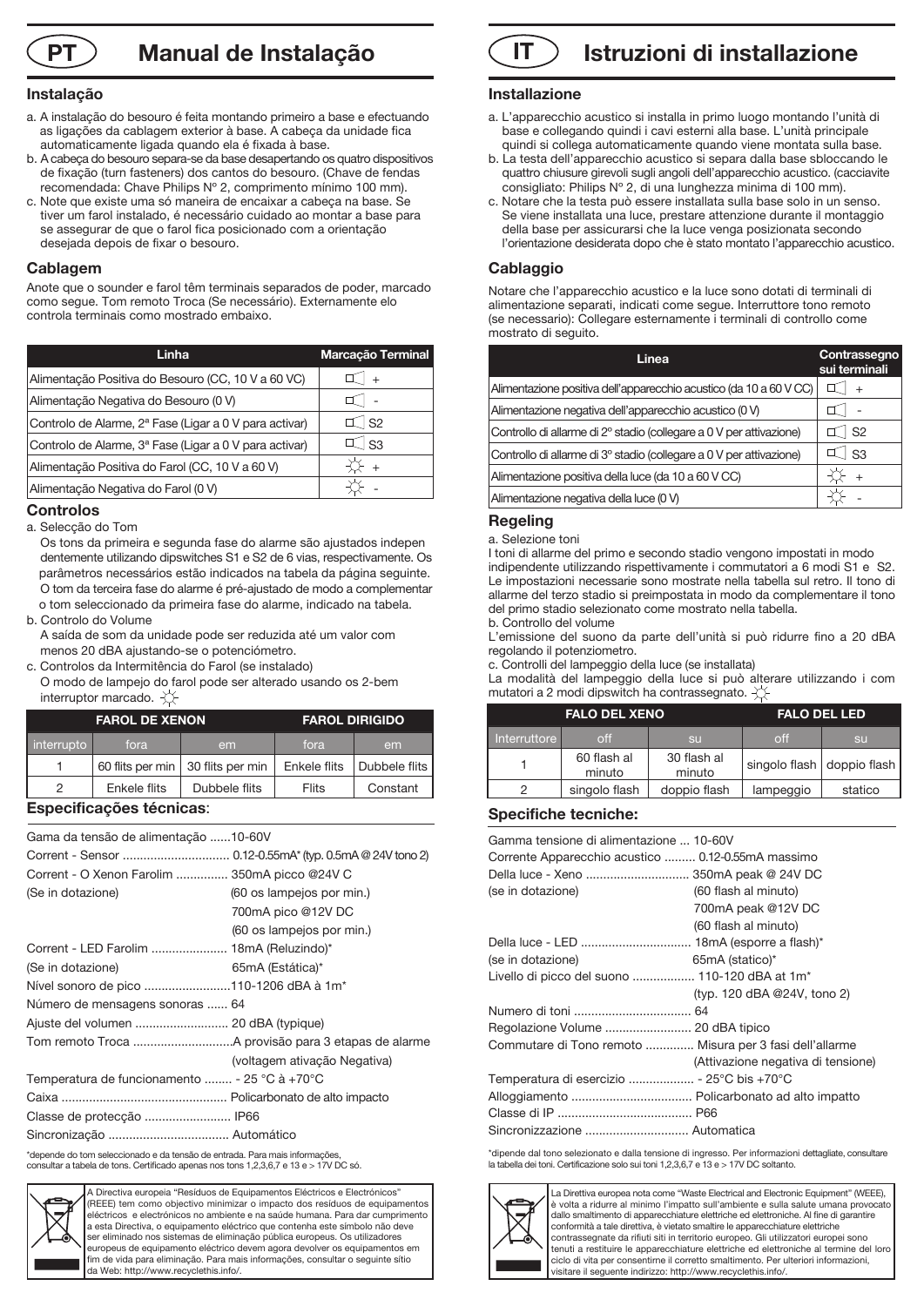# PT Manual de Instalação

## Instalação

a. A instalação do besouro é feita montando primeiro a base e efectuando as ligações da cablagem exterior à base. A cabeça da unidade fica automaticamente ligada quando ela é fixada à base.
b. A cabeça do besouro separa-se da base desapertando os quatro dispositivos de fixação (turn fasteners) dos cantos do besouro. (Chave de fendas recomendada: Chave Philips Nº 2, comprimento mínimo 100 mm).
c. Note que existe uma só maneira de encaixar a cabeça na base. Se tiver um farol instalado, é necessário cuidado ao montar a base para se assegurar de que o farol fica posicionado com a orientação desejada depois de fixar o besouro.

## Cablagem

Anote que o sounder e farol têm terminais separados de poder, marcado como segue. Tom remoto Troca (Se necessário). Externamente elo controla terminais como mostrado embaixo.

| Linha | Marcação Terminal |
|---|---|
| Alimentação Positiva do Besouro (CC, 10 V a 60 VC) | 🔈 + |
| Alimentação Negativa do Besouro (0 V) | 🔈 - |
| Controlo de Alarme, 2ª Fase (Ligar a 0 V para activar) | 🔈 S2 |
| Controlo de Alarme, 3ª Fase (Ligar a 0 V para activar) | 🔈 S3 |
| Alimentação Positiva do Farol (CC, 10 V a 60 V) | ☼ + |
| Alimentação Negativa do Farol (0 V) | ☼ - |

## Controlos

a. Selecção do Tom

Os tons da primeira e segunda fase do alarme são ajustados indepen dentemente utilizando dipswitches S1 e S2 de 6 vias, respectivamente. Os parâmetros necessários estão indicados na tabela da página seguinte. O tom da terceira fase do alarme é pré-ajustado de modo a complementar o tom seleccionado da primeira fase do alarme, indicado na tabela.

b. Controlo do Volume

A saída de som da unidade pode ser reduzida até um valor com menos 20 dBA ajustando-se o potenciómetro.

c. Controlos da Intermitência do Farol (se instalado)

O modo de lampejo do farol pode ser alterado usando os 2-bem interruptor marcado. ☼

| | FAROL DE XENON | | FAROL DIRIGIDO | |
|---|---|---|---|---|
| interrupto | fora | em | fora | em |
| 1 | 60 flits per min | 30 flits per min | Enkele flits | Dubbele flits |
| 2 | Enkele flits | Dubbele flits | Flits | Constant |

## Especificações técnicas:

Gama da tensão de alimentação ......10-60V
Corrent - Sensor ............................... 0.12-0.55mA* (typ. 0.5mA @ 24V tono 2)
Corrent - O Xenon Farolim ............... 350mA picco @24V C
(Se in dotazione) (60 os lampejos por min.)
700mA pico @12V DC
(60 os lampejos por min.)
Corrent - LED Farolim ...................... 18mA (Reluzindo)*
(Se in dotazione) 65mA (Estática)*
Nível sonoro de pico .........................110-1206 dBA à 1m*
Número de mensagens sonoras ...... 64
Ajuste del volumen ........................... 20 dBA (typique)
Tom remoto Troca ............................A provisão para 3 etapas de alarme
(voltagem ativação Negativa)
Temperatura de funcionamento ........ - 25 °C à +70°C
Caixa ............................................... Policarbonato de alto impacto
Classe de protecção ......................... IP66
Sincronização .................................. Automático

*depende do tom seleccionado e da tensão de entrada. Para mais informações, consultar a tabela de tons. Certificado apenas nos tons 1,2,3,6,7 e 13 e > 17V DC só.

A Directiva europeia "Resíduos de Equipamentos Eléctricos e Electrónicos" (REEE) tem como objectivo minimizar o impacto dos resíduos de equipamentos eléctricos e electrónicos no ambiente e na saúde humana. Para dar cumprimento a esta Directiva, o equipamento eléctrico que contenha este símbolo não deve ser eliminado nos sistemas de eliminação pública europeus. Os utilizadores europeus de equipamento eléctrico devem agora devolver os equipamentos em fim de vida para eliminação. Para mais informações, consultar o seguinte sítio da Web: http://www.recyclethis.info/.

# IT Istruzioni di installazione

## Installazione

a. L'apparecchio acustico si installa in primo luogo montando l'unità di base e collegando quindi i cavi esterni alla base. L'unità principale quindi si collega automaticamente quando viene montata sulla base.
b. La testa dell'apparecchio acustico si separa dalla base sbloccando le quattro chiusure girevoli sugli angoli dell'apparecchio acustico. (cacciavite consigliato: Philips N° 2, di una lunghezza minima di 100 mm).
c. Notare che la testa può essere installata sulla base solo in un senso. Se viene installata una luce, prestare attenzione durante il montaggio della base per assicurarsi che la luce venga posizionata secondo l'orientazione desiderata dopo che è stato montato l'apparecchio acustico.

## Cablaggio

Notare che l'apparecchio acustico e la luce sono dotati di terminali di alimentazione separati, indicati come segue. Interruttore tono remoto (se necessario): Collegare esternamente i terminali di controllo come mostrato di seguito.

| Linea | Contrassegno sui terminali |
|---|---|
| Alimentazione positiva dell'apparecchio acustico (da 10 a 60 V CC) | 🔈 + |
| Alimentazione negativa dell'apparecchio acustico (0 V) | 🔈 - |
| Controllo di allarme di 2° stadio (collegare a 0 V per attivazione) | 🔈 S2 |
| Controllo di allarme di 3° stadio (collegare a 0 V per attivazione) | 🔈 S3 |
| Alimentazione positiva della luce (da 10 a 60 V CC) | ☼ + |
| Alimentazione negativa della luce (0 V) | ☼ - |

## Regeling

a. Selezione toni

I toni di allarme del primo e secondo stadio vengono impostati in modo indipendente utilizzando rispettivamente i commutatori a 6 modi S1 e S2. Le impostazioni necessarie sono mostrate nella tabella sul retro. Il tono di allarme del terzo stadio si preimposta in modo da complementare il tono del primo stadio selezionato come mostrato nella tabella.

b. Controllo del volume

L'emissione del suono da parte dell'unità si può ridurre fino a 20 dBA regolando il potenziometro.

c. Controlli del lampeggio della luce (se installata)

La modalità del lampeggio della luce si può alterare utilizzando i com mutatori a 2 modi dipswitch ha contrassegnato. ☼

| | FALO DEL XENO | | FALO DEL LED | |
|---|---|---|---|---|
| Interruttore | off | su | off | su |
| 1 | 60 flash al minuto | 30 flash al minuto | singolo flash | doppio flash |
| 2 | singolo flash | doppio flash | lampeggio | statico |

## Specifiche tecniche:

Gamma tensione di alimentazione ... 10-60V
Corrente Apparecchio acustico ......... 0.12-0.55mA massimo
Della luce - Xeno ............................. 350mA peak @ 24V DC
(se in dotazione) (60 flash al minuto)
700mA peak @12V DC
(60 flash al minuto)
Della luce - LED ................................ 18mA (esporre a flash)*
(se in dotazione) 65mA (statico)*
Livello di picco del suono .................. 110-120 dBA at 1m*
(typ. 120 dBA @24V, tono 2)
Numero di toni .................................. 64
Regolazione Volume ......................... 20 dBA tipico
Commutare di Tono remoto ............. Misura per 3 fasi dell'allarme
(Attivazione negativa di tensione)
Temperatura di esercizio ................... - 25°C bis +70°C
Alloggiamento ................................... Policarbonato ad alto impatto
Classe di IP ....................................... P66
Sincronizzazione .............................. Automatica

*dipende dal tono selezionato e dalla tensione di ingresso. Per informazioni dettagliate, consultare la tabella dei toni. Certificazione solo sui toni 1,2,3,6,7 e 13 e > 17V DC soltanto.

La Direttiva europea nota come "Waste Electrical and Electronic Equipment" (WEEE), è volta a ridurre al minimo l'impatto sull'ambiente e sulla salute umana provocato dallo smaltimento di apparecchiature elettriche ed elettroniche. Al fine di garantire conformità a tale direttiva, è vietato smaltire le apparecchiature elettriche contrassegnate da rifiuti siti in territorio europeo. Gli utilizzatori europei sono tenuti a restituire le apparecchiature elettriche ed elettroniche al termine del loro ciclo di vita per consentirne il corretto smaltimento. Per ulteriori informazioni, visitare il seguente indirizzo: http://www.recyclethis.info/.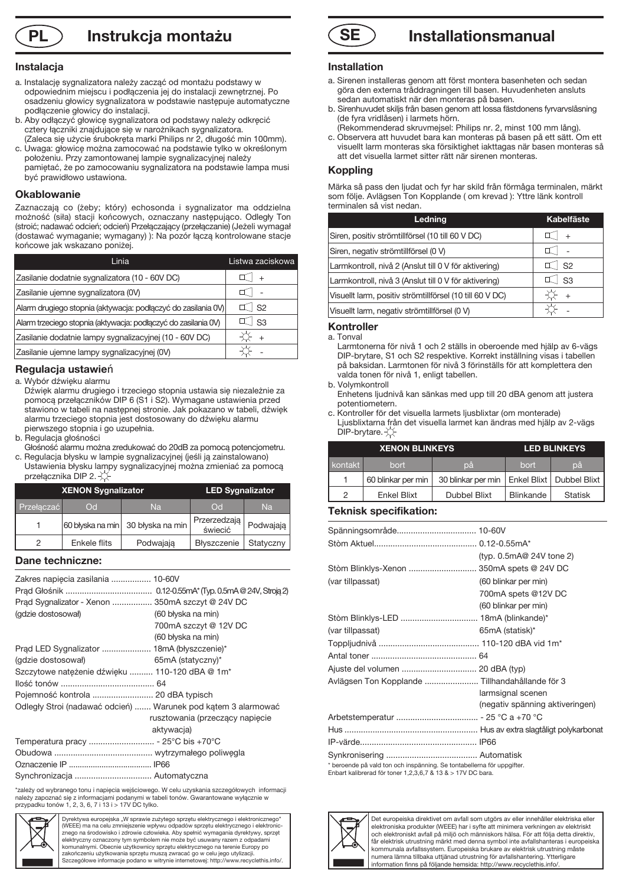# PL Instrukcja montażu

## Instalacja

a. Instalację sygnalizatora należy zacząć od montażu podstawy w odpowiednim miejscu i podłączenia jej do instalacji zewnętrznej. Po osadzeniu głowicy sygnalizatora w podstawie następuje automatyczne podłączenie głowicy do instalacji.

b. Aby odłączyć głowicę sygnalizatora od podstawy należy odkręcić cztery łączniki znajdujące się w narożnikach sygnalizatora. (Zaleca się użycie śrubokręta marki Philips nr 2, długość min 100mm).

c. Uwaga: głowicę można zamocować na podstawie tylko w określonym położeniu. Przy zamontowanej lampie sygnalizacyjnej należy pamiętać, że po zamocowaniu sygnalizatora na podstawie lampa musi być prawidłowo ustawiona.

## Okablowanie

Zaznaczają co (żeby; który) echosonda i sygnalizator ma oddzielna możność (siła) stacji końcowych, oznaczany następująco. Odległy Ton (stroić; nadawać odcień; odcień) Przełączający (przełączanie) (Jeżeli wymagał (dostawać wymaganie; wymagany) ): Na pozór łączą kontrolowane stacje końcowe jak wskazano poniżej.

| Linia | Listwa zaciskowa |
|---|---|
| Zasilanie dodatnie sygnalizatora (10 - 60V DC) | + |
| Zasilanie ujemne sygnalizatora (0V) | - |
| Alarm drugiego stopnia (aktywacja: podłączyć do zasilania 0V) | S2 |
| Alarm trzeciego stopnia (aktywacja: podłączyć do zasilania 0V) | S3 |
| Zasilanie dodatnie lampy sygnalizacyjnej (10 - 60V DC) | + |
| Zasilanie ujemne lampy sygnalizacyjnej (0V) | - |

## Regulacja ustawień

a. Wybór dźwięku alarmu
Dźwięk alarmu drugiego i trzeciego stopnia ustawia się niezależnie za pomocą przełączników DIP 6 (S1 i S2). Wymagane ustawienia przed stawiono w tabeli na następnej stronie. Jak pokazano w tabeli, dźwięk alarmu trzeciego stopnia jest dostosowany do dźwięku alarmu pierwszego stopnia i go uzupełnia.

b. Regulacja głośności
Głośność alarmu można zredukować do 20dB za pomocą potencjometru.

c. Regulacja błysku w lampie sygnalizacyjnej (jeśli ją zainstalowano)
Ustawienia błysku lampy sygnalizacyjnej można zmieniać za pomocą przełącznika DIP 2.

| | XENON Sygnalizator | | LED Sygnalizator | |
|---|---|---|---|---|
| Przełączać | Od | Na | Od | Na |
| 1 | 60 błyska na min | 30 błyska na min | Przerzedzają świecić | Podwajają |
| 2 | Enkele flits | Podwajają | Błyszczenie | Statyczny |

## Dane techniczne:

Zakres napięcia zasilania ................ 10-60V
Prąd Głośnik .................................... 0.12-0.55mA* (Typ. 0.5mA @ 24V, Stroją 2)
Prąd Sygnalizator - Xenon ................ 350mA szczyt @ 24V DC
(gdzie dostosował) (60 błyska na min)
700mA szczyt @ 12V DC
(60 błyska na min)
Prąd LED Sygnalizator .................... 18mA (błyszczenie)*
(gdzie dostosował) 65mA (statyczny)*
Szczytowe natężenie dźwięku .......... 110-120 dBA @ 1m*
Ilość tonów ........................................ 64
Pojemność kontrola ......................... 20 dBA typisch
Odległy Stroi (nadawać odcień) ....... Warunek pod kątem 3 alarmować rusztowania (przeczący napięcie aktywacja)
Temperatura pracy ........................... - 25°C bis +70°C
Obudowa .......................................... wytrzymałego poliwęgla
Oznaczenie IP .................................. IP66
Synchronizacja ................................. Automatyczna

*zależy od wybranego tonu i napięcia wejściowego. W celu uzyskania szczegółowych informacji należy zapoznać się z informacjami podanymi w tabeli tonów. Gwarantowane wyłącznie w przypadku tonów 1, 2, 3, 6, 7 i 13 i > 17V DC tylko.

Dyrektywa europejska „W sprawie zużytego sprzętu elektrycznego i elektronicznego" (WEEE) ma na celu zmniejszenie wpływu odpadów sprzętu elektrycznego i elektronicznego na środowisko i zdrowie człowieka. Aby spełnić wymagania dyrektywy, sprzęt elektryczny oznaczony tym symbolem nie może być usuwany razem z odpadami komunalnymi. Obecnie użytkownicy sprzętu elektrycznego na terenie Europy po zakończeniu użytkowania sprzętu muszą zwracać go w celu jego utylizacji. Szczegółowe informacje podano w witrynie internetowej: http://www.recyclethis.info/.

# SE Installationsmanual

## Installation

a. Sirenen installeras genom att först montera basenheten och sedan göra den externa tråddragningen till basen. Huvudenheten ansluts sedan automatiskt när den monteras på basen.

b. Sirenhuvudet skiljs från basen genom att lossa fästdonens fyrvarvslåsning (de fyra vridlåsen) i larmets hörn.
(Rekommenderad skruvmejsel: Philips nr. 2, minst 100 mm lång).

c. Observera att huvudet bara kan monteras på basen på ett sätt. Om ett visuellt larm monteras ska försiktighet iakttagas när basen monteras så att det visuella larmet sitter rätt när sirenen monteras.

## Koppling

Märka så pass den ljudat och fyr har skild från förmåga terminalen, märkt som följe. Avlägsen Ton Kopplande ( om krevad ): Yttre länk kontroll terminalen så vist nedan.

| Ledning | Kabelfäste |
|---|---|
| Siren, positiv strömtillförsel (10 till 60 V DC) | + |
| Siren, negativ strömtillförsel (0 V) | - |
| Larmkontroll, nivå 2 (Anslut till 0 V för aktivering) | S2 |
| Larmkontroll, nivå 3 (Anslut till 0 V för aktivering) | S3 |
| Visuellt larm, positiv strömtillförsel (10 till 60 V DC) | + |
| Visuellt larm, negativ strömtillförsel (0 V) | - |

## Kontroller

a. Tonval
Larmtonerna för nivå 1 och 2 ställs in oberoende med hjälp av 6-vägs DIP-brytare, S1 och S2 respektive. Korrekt inställning visas i tabellen på baksidan. Larmtonen för nivå 3 förinställs för att komplettera den valda tonen för nivå 1, enligt tabellen.

b. Volymkontroll
Enhetens ljudnivå kan sänkas med upp till 20 dBA genom att justera potentiometern.

c. Kontroller för det visuella larmets ljusblixtar (om monterade)
Ljusblixtarna från det visuella larmet kan ändras med hjälp av 2-vägs DIP-brytare.

| | XENON BLINKEYS | | LED BLINKEYS | |
|---|---|---|---|---|
| kontakt | bort | på | bort | på |
| 1 | 60 blinkar per min | 30 blinkar per min | Enkel Blixt | Dubbel Blixt |
| 2 | Enkel Blixt | Dubbel Blixt | Blinkande | Statisk |

## Teknisk specifikation:

Spänningsområde.................................. 10-60V
Stòm Aktuel............................................ 0.12-0.55mA*
(typ. 0.5mA@ 24V tone 2)
Stòm Blinklys-Xenon ............................. 350mA spets @ 24V DC
(var tillpassat) (60 blinkar per min)
700mA spets @12V DC
(60 blinkar per min)
Stòm Blinklys-LED ................................. 18mA (blinkande)*
(var tillpassat) 65mA (statisk)*
Toppljudnivå ........................................... 110-120 dBA vid 1m*
Antal toner ............................................. 64
Ajuste del volumen ................................ 20 dBA (typ)
Avlägsen Ton Kopplande ....................... Tillhandahållande för 3 larmsignal scenen (negativ spänning aktiveringen)
Arbetstemperatur .................................. - 25 °C a +70 °C
Hus ......................................................... Hus av extra slagtåligt polykarbonat
IP-värde.................................................. IP66
Synkronisering ....................................... Automatisk

* beroende på vald ton och inspänning. Se tontabellerna för uppgifter.
Enbart kalibrerad för toner 1,2,3,6,7 & 13 & > 17V DC bara.

Det europeiska direktivet om avfall som utgörs av eller innehåller elektriska eller elektroniska produkter (WEEE) har i syfte att minimera verkningen av elektriskt och elektroniskt avfall på miljö och människors hälsa. För att följa detta direktiv, får elektrisk utrustning märkt med denna symbol inte avfallshanteras i europeiska kommunala avfallssystem. Europeiska brukare av elektrisk utrustning måste numera lämna tillbaka uttjänad utrustning för avfallshantering. Ytterligare information finns på följande hemsida: http://www.recyclethis.info/.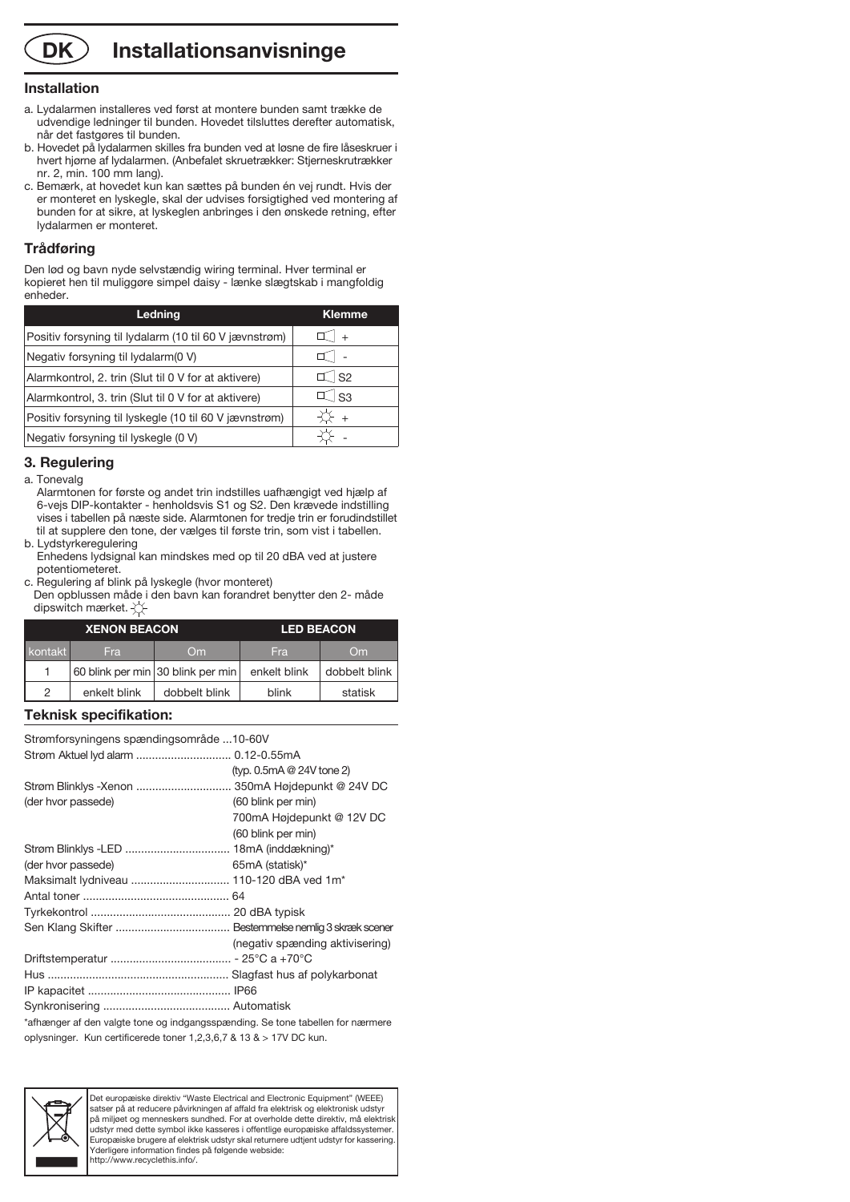# DK Installationsanvisninge

## Installation

a. Lydalarmen installeres ved først at montere bunden samt trække de udvendige ledninger til bunden. Hovedet tilsluttes derefter automatisk, når det fastgøres til bunden.

b. Hovedet på lydalarmen skilles fra bunden ved at løsne de fire låseskruer i hvert hjørne af lydalarmen. (Anbefalet skruetrækker: Stjerneskrutrækker nr. 2, min. 100 mm lang).

c. Bemærk, at hovedet kun kan sættes på bunden én vej rundt. Hvis der er monteret en lyskegle, skal der udvises forsigtighed ved montering af bunden for at sikre, at lyskeglen anbringes i den ønskede retning, efter lydalarmen er monteret.

## Trådføring

Den lød og bavn nyde selvstændig wiring terminal. Hver terminal er kopieret hen til muliggøre simpel daisy - lænke slægtskab i mangfoldig enheder.

| Ledning | Klemme |
|---|---|
| Positiv forsyning til lydalarm (10 til 60 V jævnstrøm) | 🔈 + |
| Negativ forsyning til lydalarm(0 V) | 🔈 - |
| Alarmkontrol, 2. trin (Slut til 0 V for at aktivere) | 🔈 S2 |
| Alarmkontrol, 3. trin (Slut til 0 V for at aktivere) | 🔈 S3 |
| Positiv forsyning til lyskegle (10 til 60 V jævnstrøm) | ☼ + |
| Negativ forsyning til lyskegle (0 V) | ☼ - |

## 3. Regulering

a. Tonevalg
Alarmtonen for første og andet trin indstilles uafhængigt ved hjælp af 6-vejs DIP-kontakter - henholdsvis S1 og S2. Den krævede indstilling vises i tabellen på næste side. Alarmtonen for tredje trin er forudindstillet til at supplere den tone, der vælges til første trin, som vist i tabellen.

b. Lydstyrkeregulering
Enhedens lydsignal kan mindskes med op til 20 dBA ved at justere potentiometeret.

c. Regulering af blink på lyskegle (hvor monteret)
Den opblussen måde i den bavn kan forandret benytter den 2- måde dipswitch mærket. ☼

| | XENON BEACON | | LED BEACON | |
|---|---|---|---|---|
| kontakt | Fra | Om | Fra | Om |
| 1 | 60 blink per min | 30 blink per min | enkelt blink | dobbelt blink |
| 2 | enkelt blink | dobbelt blink | blink | statisk |

## Teknisk specifikation:

Strømforsyningens spændingsområde ...10-60V

Strøm Aktuel lyd alarm .............................. 0.12-0.55mA
(typ. 0.5mA @ 24V tone 2)

Strøm Blinklys -Xenon .............................. 350mA Højdepunkt @ 24V DC
(der hvor passede) (60 blink per min)
700mA Højdepunkt @ 12V DC
(60 blink per min)

Strøm Blinklys -LED ................................. 18mA (inddækning)*
(der hvor passede) 65mA (statisk)*

Maksimalt lydniveau ............................... 110-120 dBA ved 1m*

Antal toner ............................................. 64

Tyrkekontrol ............................................ 20 dBA typisk

Sen Klang Skifter .................................... Bestemmelse nemlig 3 skræk scener
(negativ spænding aktivisering)

Driftstemperatur ...................................... - 25°C a +70°C

Hus ......................................................... Slagfast hus af polykarbonat

IP kapacitet ............................................. IP66

Synkronisering ........................................ Automatisk

*afhænger af den valgte tone og indgangsspænding. Se tone tabellen for nærmere oplysninger. Kun certificerede toner 1,2,3,6,7 & 13 & > 17V DC kun.

Det europæiske direktiv "Waste Electrical and Electronic Equipment" (WEEE) satser på at reducere påvirkningen af affald fra elektrisk og elektronisk udstyr på miljøet og menneskers sundhed. For at overholde dette direktiv, må elektrisk udstyr med dette symbol ikke kasseres i offentlige europæiske affaldssystemer. Europæiske brugere af elektrisk udstyr skal returnere udtjent udstyr for kassering. Yderligere information findes på følgende webside: http://www.recyclethis.info/.